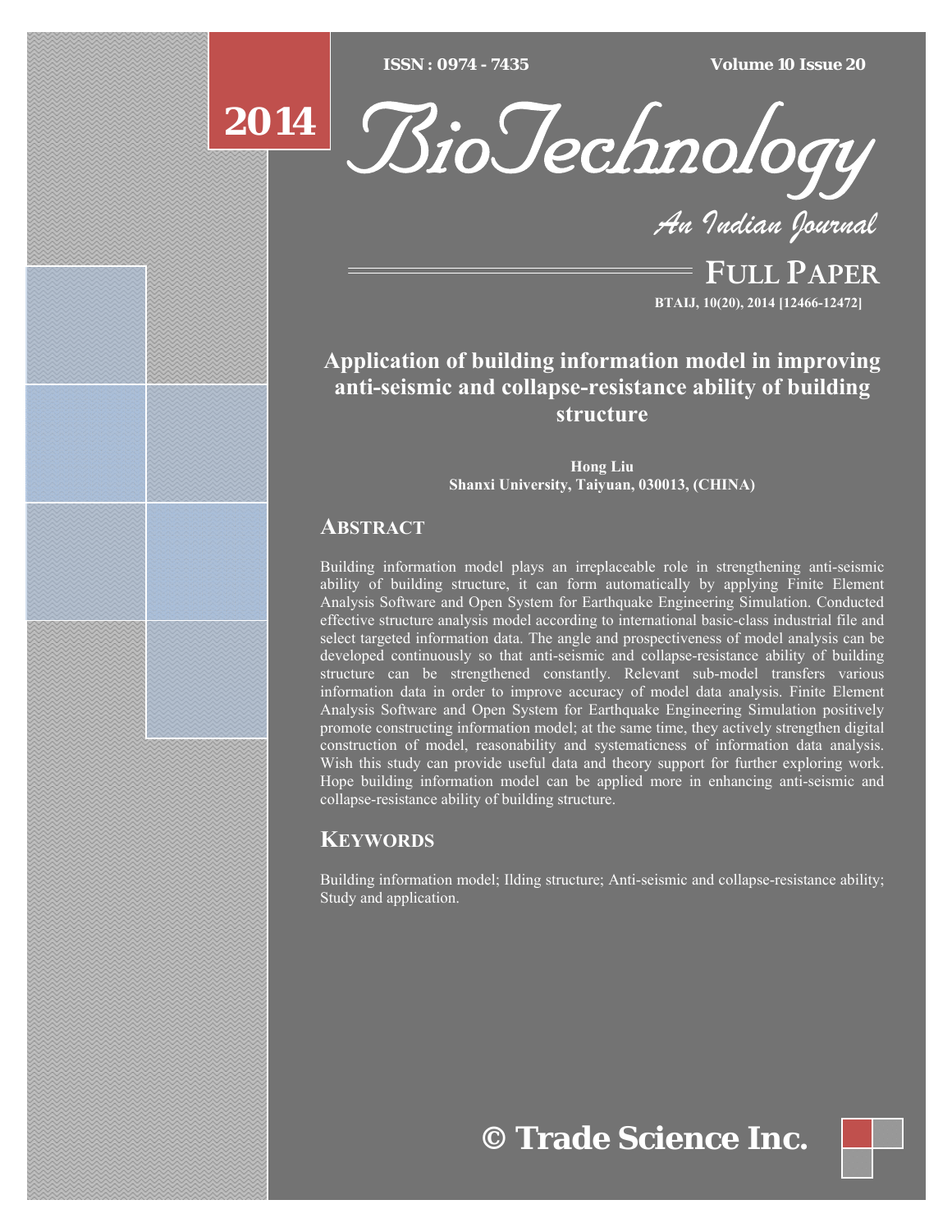# Application of building information model in improving anti-seismic and collapse-resistance ability of building structure

**Hong Liu**
**Shanxi University, Taiyuan, 030013, (CHINA)**

## ABSTRACT

Building information model plays an irreplaceable role in strengthening anti-seismic ability of building structure, it can form automatically by applying Finite Element Analysis Software and Open System for Earthquake Engineering Simulation. Conducted effective structure analysis model according to international basic-class industrial file and select targeted information data. The angle and prospectiveness of model analysis can be developed continuously so that anti-seismic and collapse-resistance ability of building structure can be strengthened constantly. Relevant sub-model transfers various information data in order to improve accuracy of model data analysis. Finite Element Analysis Software and Open System for Earthquake Engineering Simulation positively promote constructing information model; at the same time, they actively strengthen digital construction of model, reasonability and systematicness of information data analysis. Wish this study can provide useful data and theory support for further exploring work. Hope building information model can be applied more in enhancing anti-seismic and collapse-resistance ability of building structure.

## KEYWORDS

Building information model; Ilding structure; Anti-seismic and collapse-resistance ability; Study and application.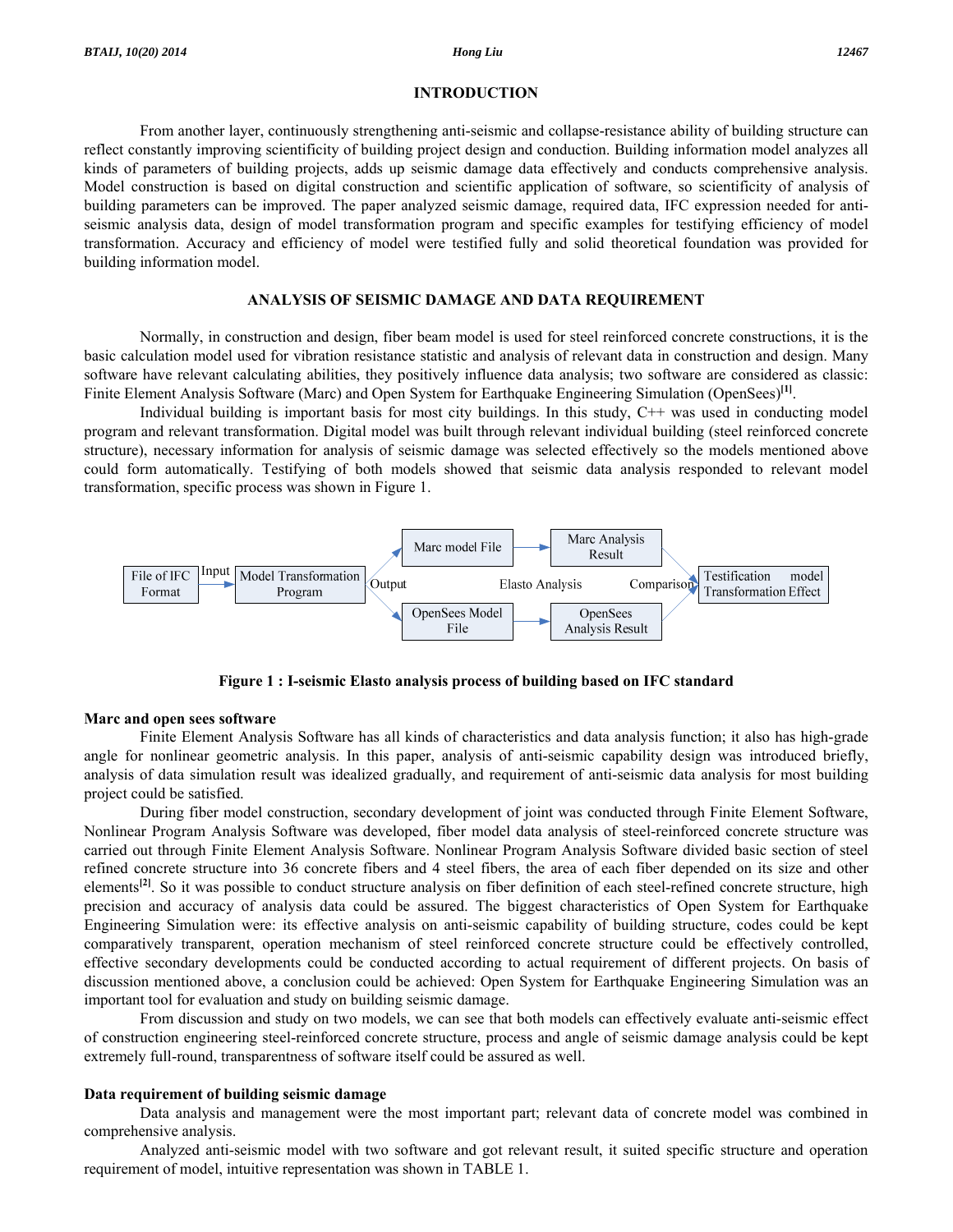## INTRODUCTION

From another layer, continuously strengthening anti-seismic and collapse-resistance ability of building structure can reflect constantly improving scientificity of building project design and conduction. Building information model analyzes all kinds of parameters of building projects, adds up seismic damage data effectively and conducts comprehensive analysis. Model construction is based on digital construction and scientific application of software, so scientificity of analysis of building parameters can be improved. The paper analyzed seismic damage, required data, IFC expression needed for anti-seismic analysis data, design of model transformation program and specific examples for testifying efficiency of model transformation. Accuracy and efficiency of model were testified fully and solid theoretical foundation was provided for building information model.

## ANALYSIS OF SEISMIC DAMAGE AND DATA REQUIREMENT

Normally, in construction and design, fiber beam model is used for steel reinforced concrete constructions, it is the basic calculation model used for vibration resistance statistic and analysis of relevant data in construction and design. Many software have relevant calculating abilities, they positively influence data analysis; two software are considered as classic: Finite Element Analysis Software (Marc) and Open System for Earthquake Engineering Simulation (OpenSees)[1].

Individual building is important basis for most city buildings. In this study, C++ was used in conducting model program and relevant transformation. Digital model was built through relevant individual building (steel reinforced concrete structure), necessary information for analysis of seismic damage was selected effectively so the models mentioned above could form automatically. Testifying of both models showed that seismic data analysis responded to relevant model transformation, specific process was shown in Figure 1.

File of IFC Format → Input → Model Transformation Program → Output → Marc model File → Marc Analysis Result; OpenSees Model File → OpenSees Analysis Result; Elasto Analysis; Comparison → Testification model Transformation Effect

**Figure 1 : I-seismic Elasto analysis process of building based on IFC standard**

### Marc and open sees software

Finite Element Analysis Software has all kinds of characteristics and data analysis function; it also has high-grade angle for nonlinear geometric analysis. In this paper, analysis of anti-seismic capability design was introduced briefly, analysis of data simulation result was idealized gradually, and requirement of anti-seismic data analysis for most building project could be satisfied.

During fiber model construction, secondary development of joint was conducted through Finite Element Software, Nonlinear Program Analysis Software was developed, fiber model data analysis of steel-reinforced concrete structure was carried out through Finite Element Analysis Software. Nonlinear Program Analysis Software divided basic section of steel refined concrete structure into 36 concrete fibers and 4 steel fibers, the area of each fiber depended on its size and other elements[2]. So it was possible to conduct structure analysis on fiber definition of each steel-refined concrete structure, high precision and accuracy of analysis data could be assured. The biggest characteristics of Open System for Earthquake Engineering Simulation were: its effective analysis on anti-seismic capability of building structure, codes could be kept comparatively transparent, operation mechanism of steel reinforced concrete structure could be effectively controlled, effective secondary developments could be conducted according to actual requirement of different projects. On basis of discussion mentioned above, a conclusion could be achieved: Open System for Earthquake Engineering Simulation was an important tool for evaluation and study on building seismic damage.

From discussion and study on two models, we can see that both models can effectively evaluate anti-seismic effect of construction engineering steel-reinforced concrete structure, process and angle of seismic damage analysis could be kept extremely full-round, transparentness of software itself could be assured as well.

### Data requirement of building seismic damage

Data analysis and management were the most important part; relevant data of concrete model was combined in comprehensive analysis.

Analyzed anti-seismic model with two software and got relevant result, it suited specific structure and operation requirement of model, intuitive representation was shown in TABLE 1.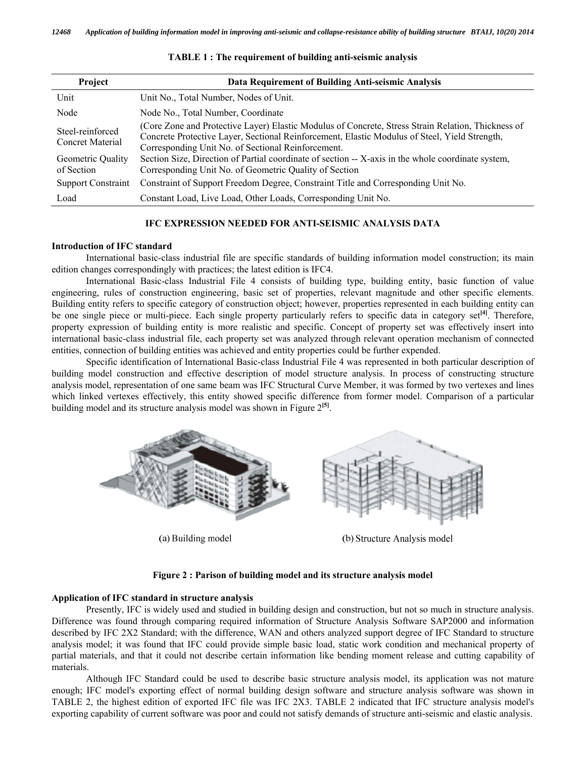**TABLE 1 : The requirement of building anti-seismic analysis**

| Project | Data Requirement of Building Anti-seismic Analysis |
|---|---|
| Unit | Unit No., Total Number, Nodes of Unit. |
| Node | Node No., Total Number, Coordinate |
| Steel-reinforced Concret Material | (Core Zone and Protective Layer) Elastic Modulus of Concrete, Stress Strain Relation, Thickness of Concrete Protective Layer, Sectional Reinforcement, Elastic Modulus of Steel, Yield Strength, Corresponding Unit No. of Sectional Reinforcement. |
| Geometric Quality of Section | Section Size, Direction of Partial coordinate of section -- X-axis in the whole coordinate system, Corresponding Unit No. of Geometric Quality of Section |
| Support Constraint | Constraint of Support Freedom Degree, Constraint Title and Corresponding Unit No. |
| Load | Constant Load, Live Load, Other Loads, Corresponding Unit No. |

## IFC EXPRESSION NEEDED FOR ANTI-SEISMIC ANALYSIS DATA

### Introduction of IFC standard

International basic-class industrial file are specific standards of building information model construction; its main edition changes correspondingly with practices; the latest edition is IFC4.

International Basic-class Industrial File 4 consists of building type, building entity, basic function of value engineering, rules of construction engineering, basic set of properties, relevant magnitude and other specific elements. Building entity refers to specific category of construction object; however, properties represented in each building entity can be one single piece or multi-piece. Each single property particularly refers to specific data in category set[4]. Therefore, property expression of building entity is more realistic and specific. Concept of property set was effectively insert into international basic-class industrial file, each property set was analyzed through relevant operation mechanism of connected entities, connection of building entities was achieved and entity properties could be further expended.

Specific identification of International Basic-class Industrial File 4 was represented in both particular description of building model construction and effective description of model structure analysis. In process of constructing structure analysis model, representation of one same beam was IFC Structural Curve Member, it was formed by two vertexes and lines which linked vertexes effectively, this entity showed specific difference from former model. Comparison of a particular building model and its structure analysis model was shown in Figure 2[5].

(a) Building model (b) Structure Analysis model

**Figure 2 : Parison of building model and its structure analysis model**

### Application of IFC standard in structure analysis

Presently, IFC is widely used and studied in building design and construction, but not so much in structure analysis. Difference was found through comparing required information of Structure Analysis Software SAP2000 and information described by IFC 2X2 Standard; with the difference, WAN and others analyzed support degree of IFC Standard to structure analysis model; it was found that IFC could provide simple basic load, static work condition and mechanical property of partial materials, and that it could not describe certain information like bending moment release and cutting capability of materials.

Although IFC Standard could be used to describe basic structure analysis model, its application was not mature enough; IFC model's exporting effect of normal building design software and structure analysis software was shown in TABLE 2, the highest edition of exported IFC file was IFC 2X3. TABLE 2 indicated that IFC structure analysis model's exporting capability of current software was poor and could not satisfy demands of structure anti-seismic and elastic analysis.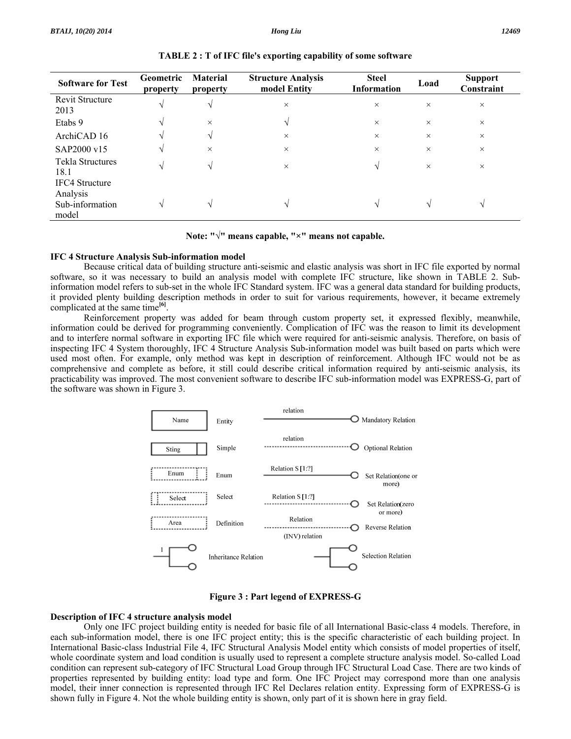**TABLE 2 : T of IFC file's exporting capability of some software**

| Software for Test | Geometric property | Material property | Structure Analysis model Entity | Steel Information | Load | Support Constraint |
|---|---|---|---|---|---|---|
| Revit Structure 2013 | √ | √ | × | × | × | × |
| Etabs 9 | √ | × | √ | × | × | × |
| ArchiCAD 16 | √ | √ | × | × | × | × |
| SAP2000 v15 | √ | × | × | × | × | × |
| Tekla Structures 18.1 | √ | √ | × | √ | × | × |
| IFC4 Structure Analysis Sub-information model | √ | √ | √ | √ | √ | √ |

**Note: "√" means capable, "×" means not capable.**

### IFC 4 Structure Analysis Sub-information model

Because critical data of building structure anti-seismic and elastic analysis was short in IFC file exported by normal software, so it was necessary to build an analysis model with complete IFC structure, like shown in TABLE 2. Sub-information model refers to sub-set in the whole IFC Standard system. IFC was a general data standard for building products, it provided plenty building description methods in order to suit for various requirements, however, it became extremely complicated at the same time[6].

Reinforcement property was added for beam through custom property set, it expressed flexibly, meanwhile, information could be derived for programming conveniently. Complication of IFC was the reason to limit its development and to interfere normal software in exporting IFC file which were required for anti-seismic analysis. Therefore, on basis of inspecting IFC 4 System thoroughly, IFC 4 Structure Analysis Sub-information model was built based on parts which were used most often. For example, only method was kept in description of reinforcement. Although IFC would not be as comprehensive and complete as before, it still could describe critical information required by anti-seismic analysis, its practicability was improved. The most convenient software to describe IFC sub-information model was EXPRESS-G, part of the software was shown in Figure 3.

**Figure 3 : Part legend of EXPRESS-G**

### Description of IFC 4 structure analysis model

Only one IFC project building entity is needed for basic file of all International Basic-class 4 models. Therefore, in each sub-information model, there is one IFC project entity; this is the specific characteristic of each building project. In International Basic-class Industrial File 4, IFC Structural Analysis Model entity which consists of model properties of itself, whole coordinate system and load condition is usually used to represent a complete structure analysis model. So-called Load condition can represent sub-category of IFC Structural Load Group through IFC Structural Load Case. There are two kinds of properties represented by building entity: load type and form. One IFC Project may correspond more than one analysis model, their inner connection is represented through IFC Rel Declares relation entity. Expressing form of EXPRESS-G is shown fully in Figure 4. Not the whole building entity is shown, only part of it is shown here in gray field.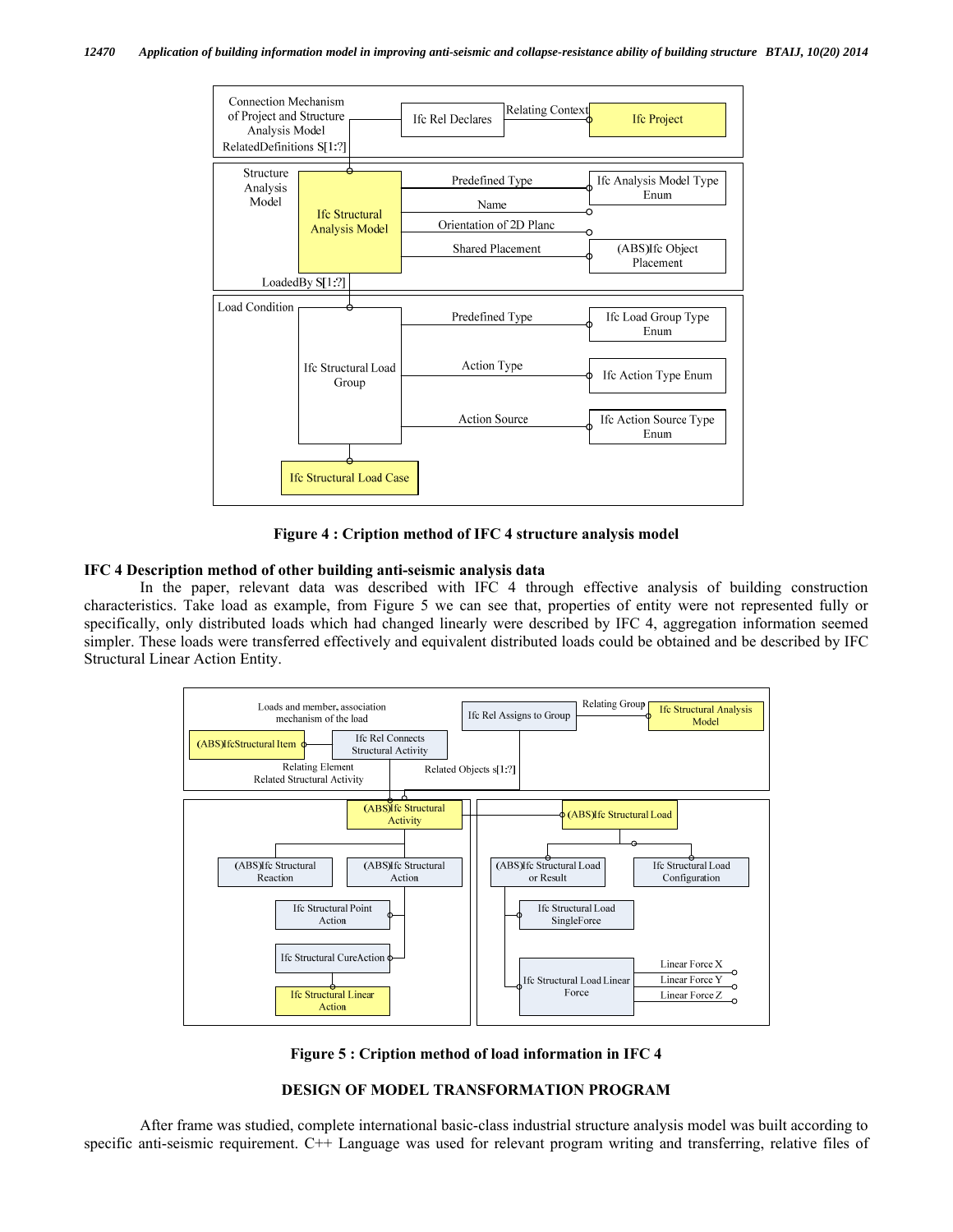**Figure 4 : Cription method of IFC 4 structure analysis model**

**IFC 4 Description method of other building anti-seismic analysis data**

In the paper, relevant data was described with IFC 4 through effective analysis of building construction characteristics. Take load as example, from Figure 5 we can see that, properties of entity were not represented fully or specifically, only distributed loads which had changed linearly were described by IFC 4, aggregation information seemed simpler. These loads were transferred effectively and equivalent distributed loads could be obtained and be described by IFC Structural Linear Action Entity.

**Figure 5 : Cription method of load information in IFC 4**

## DESIGN OF MODEL TRANSFORMATION PROGRAM

After frame was studied, complete international basic-class industrial structure analysis model was built according to specific anti-seismic requirement. C++ Language was used for relevant program writing and transferring, relative files of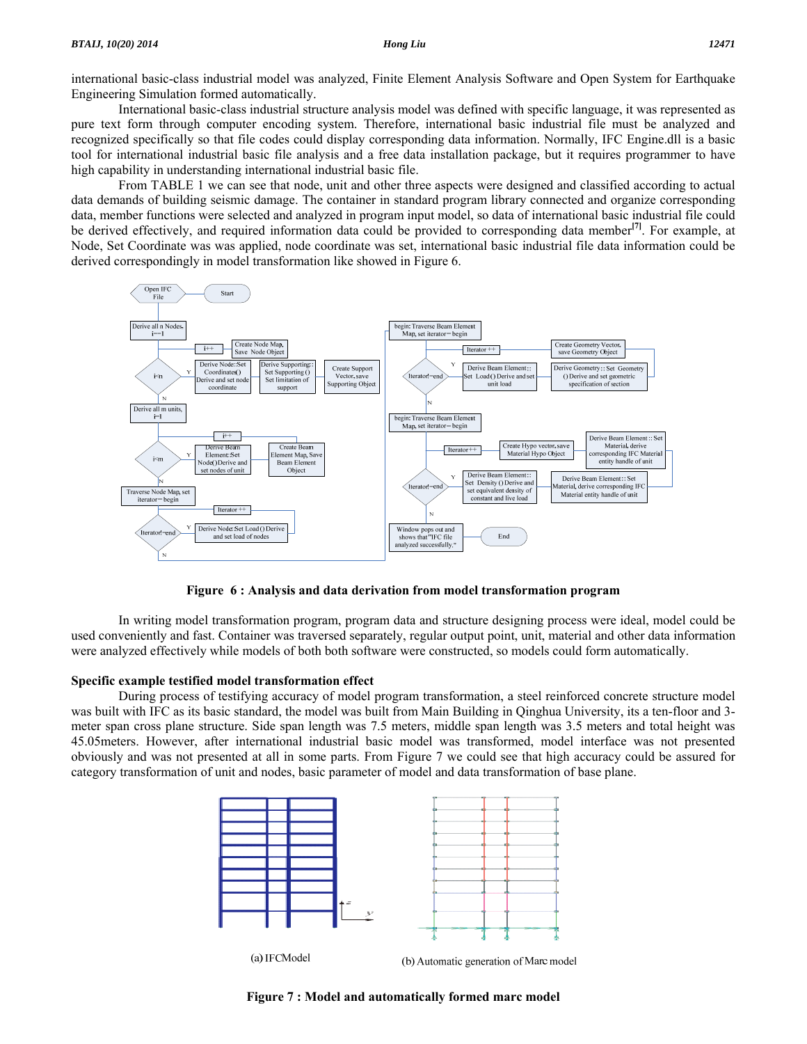international basic-class industrial model was analyzed, Finite Element Analysis Software and Open System for Earthquake Engineering Simulation formed automatically.

International basic-class industrial structure analysis model was defined with specific language, it was represented as pure text form through computer encoding system. Therefore, international basic industrial file must be analyzed and recognized specifically so that file codes could display corresponding data information. Normally, IFC Engine.dll is a basic tool for international industrial basic file analysis and a free data installation package, but it requires programmer to have high capability in understanding international industrial basic file.

From TABLE 1 we can see that node, unit and other three aspects were designed and classified according to actual data demands of building seismic damage. The container in standard program library connected and organize corresponding data, member functions were selected and analyzed in program input model, so data of international basic industrial file could be derived effectively, and required information data could be provided to corresponding data member[7]. For example, at Node, Set Coordinate was was applied, node coordinate was set, international basic industrial file data information could be derived correspondingly in model transformation like showed in Figure 6.

**Figure 6 : Analysis and data derivation from model transformation program**

In writing model transformation program, program data and structure designing process were ideal, model could be used conveniently and fast. Container was traversed separately, regular output point, unit, material and other data information were analyzed effectively while models of both both software were constructed, so models could form automatically.

**Specific example testified model transformation effect**

During process of testifying accuracy of model program transformation, a steel reinforced concrete structure model was built with IFC as its basic standard, the model was built from Main Building in Qinghua University, its a ten-floor and 3-meter span cross plane structure. Side span length was 7.5 meters, middle span length was 3.5 meters and total height was 45.05meters. However, after international industrial basic model was transformed, model interface was not presented obviously and was not presented at all in some parts. From Figure 7 we could see that high accuracy could be assured for category transformation of unit and nodes, basic parameter of model and data transformation of base plane.

(a) IFCModel

(b) Automatic generation of Marc model

**Figure 7 : Model and automatically formed marc model**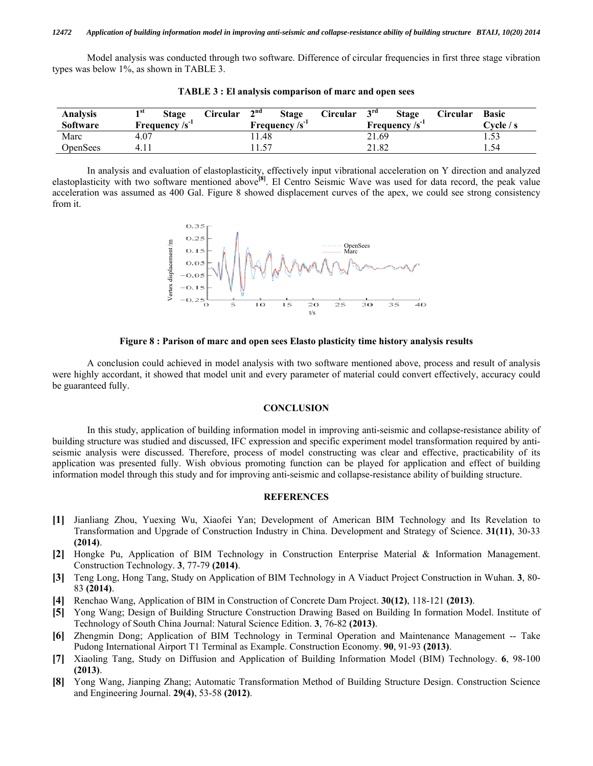Model analysis was conducted through two software. Difference of circular frequencies in first three stage vibration types was below 1%, as shown in TABLE 3.

**TABLE 3 : El analysis comparison of marc and open sees**

| Analysis Software | 1st Stage Circular Frequency /$s^{-1}$ | 2nd Stage Circular Frequency /$s^{-1}$ | 3rd Stage Circular Frequency /$s^{-1}$ | Basic Cycle / s |
|---|---|---|---|---|
| Marc | 4.07 | 11.48 | 21.69 | 1.53 |
| OpenSees | 4.11 | 11.57 | 21.82 | 1.54 |

In analysis and evaluation of elastoplasticity, effectively input vibrational acceleration on Y direction and analyzed elastoplasticity with two software mentioned above[8]. El Centro Seismic Wave was used for data record, the peak value acceleration was assumed as 400 Gal. Figure 8 showed displacement curves of the apex, we could see strong consistency from it.

Vertex displacement /m
0.35
0.25
0.15
0.05
−0.05
−0.15
−0.25
0 5 10 15 20 25 30 35 40
t/s
OpenSees
Marc

**Figure 8 : Parison of marc and open sees Elasto plasticity time history analysis results**

A conclusion could achieved in model analysis with two software mentioned above, process and result of analysis were highly accordant, it showed that model unit and every parameter of material could convert effectively, accuracy could be guaranteed fully.

## CONCLUSION

In this study, application of building information model in improving anti-seismic and collapse-resistance ability of building structure was studied and discussed, IFC expression and specific experiment model transformation required by anti-seismic analysis were discussed. Therefore, process of model constructing was clear and effective, practicability of its application was presented fully. Wish obvious promoting function can be played for application and effect of building information model through this study and for improving anti-seismic and collapse-resistance ability of building structure.

## REFERENCES

- **[1]** Jianliang Zhou, Yuexing Wu, Xiaofei Yan; Development of American BIM Technology and Its Revelation to Transformation and Upgrade of Construction Industry in China. Development and Strategy of Science. **31(11)**, 30-33 **(2014)**.
- **[2]** Hongke Pu, Application of BIM Technology in Construction Enterprise Material & Information Management. Construction Technology. **3**, 77-79 **(2014)**.
- **[3]** Teng Long, Hong Tang, Study on Application of BIM Technology in A Viaduct Project Construction in Wuhan. **3**, 80-83 **(2014)**.
- **[4]** Renchao Wang, Application of BIM in Construction of Concrete Dam Project. **30(12)**, 118-121 **(2013)**.
- **[5]** Yong Wang; Design of Building Structure Construction Drawing Based on Building In formation Model. Institute of Technology of South China Journal: Natural Science Edition. **3**, 76-82 **(2013)**.
- **[6]** Zhengmin Dong; Application of BIM Technology in Terminal Operation and Maintenance Management -- Take Pudong International Airport T1 Terminal as Example. Construction Economy. **90**, 91-93 **(2013)**.
- **[7]** Xiaoling Tang, Study on Diffusion and Application of Building Information Model (BIM) Technology. **6**, 98-100 **(2013)**.
- **[8]** Yong Wang, Jianping Zhang; Automatic Transformation Method of Building Structure Design. Construction Science and Engineering Journal. **29(4)**, 53-58 **(2012)**.